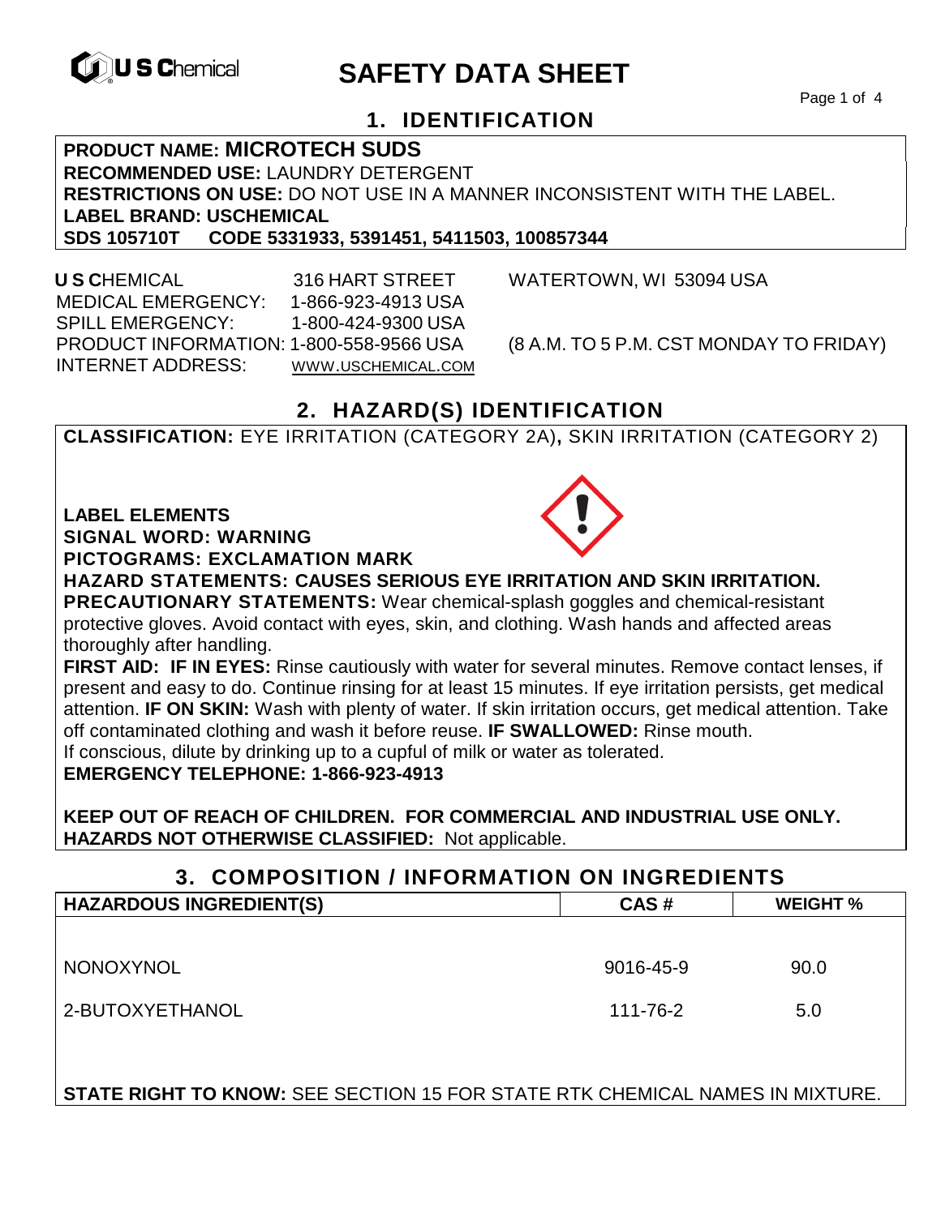U S Chemical

# SAFETY DATA SHEET

## 1. IDENTIFICATION

**PRODUCT NAME: MICROTECH SUDS**
**RECOMMENDED USE:** LAUNDRY DETERGENT
**RESTRICTIONS ON USE:** DO NOT USE IN A MANNER INCONSISTENT WITH THE LABEL.
**LABEL BRAND: USCHEMICAL**
**SDS 105710T CODE 5331933, 5391451, 5411503, 100857344**

**U S C**HEMICAL 316 HART STREET WATERTOWN, WI 53094 USA
MEDICAL EMERGENCY: 1-866-923-4913 USA
SPILL EMERGENCY: 1-800-424-9300 USA
PRODUCT INFORMATION: 1-800-558-9566 USA (8 A.M. TO 5 P.M. CST MONDAY TO FRIDAY)
INTERNET ADDRESS: WWW.USCHEMICAL.COM

## 2. HAZARD(S) IDENTIFICATION

**CLASSIFICATION:** EYE IRRITATION (CATEGORY 2A)**,** SKIN IRRITATION (CATEGORY 2)

**LABEL ELEMENTS**
**SIGNAL WORD: WARNING**
**PICTOGRAMS: EXCLAMATION MARK**
**HAZARD STATEMENTS: CAUSES SERIOUS EYE IRRITATION AND SKIN IRRITATION.**
**PRECAUTIONARY STATEMENTS:** Wear chemical-splash goggles and chemical-resistant protective gloves. Avoid contact with eyes, skin, and clothing. Wash hands and affected areas thoroughly after handling.
**FIRST AID: IF IN EYES:** Rinse cautiously with water for several minutes. Remove contact lenses, if present and easy to do. Continue rinsing for at least 15 minutes. If eye irritation persists, get medical attention. **IF ON SKIN:** Wash with plenty of water. If skin irritation occurs, get medical attention. Take off contaminated clothing and wash it before reuse. **IF SWALLOWED:** Rinse mouth.
If conscious, dilute by drinking up to a cupful of milk or water as tolerated.
**EMERGENCY TELEPHONE: 1-866-923-4913**

**KEEP OUT OF REACH OF CHILDREN. FOR COMMERCIAL AND INDUSTRIAL USE ONLY.**
**HAZARDS NOT OTHERWISE CLASSIFIED:** Not applicable.

## 3. COMPOSITION / INFORMATION ON INGREDIENTS

| HAZARDOUS INGREDIENT(S) | CAS # | WEIGHT % |
|---|---|---|
| NONOXYNOL | 9016-45-9 | 90.0 |
| 2-BUTOXYETHANOL | 111-76-2 | 5.0 |

**STATE RIGHT TO KNOW:** SEE SECTION 15 FOR STATE RTK CHEMICAL NAMES IN MIXTURE.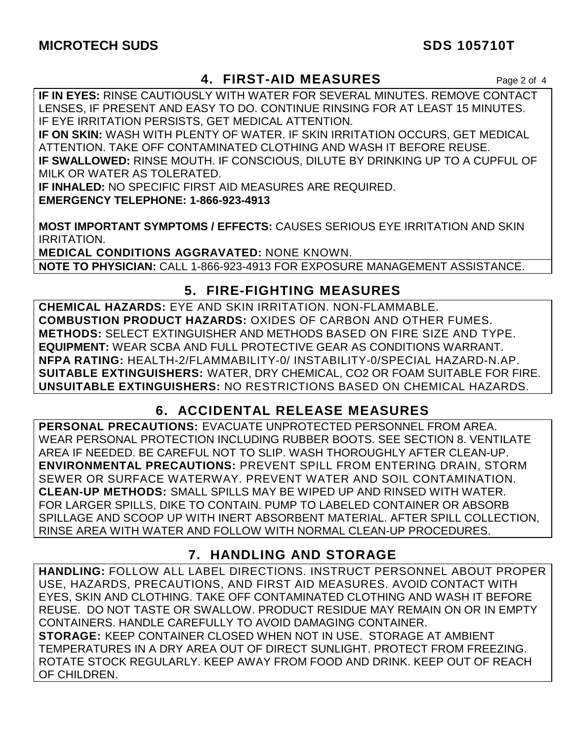## 4. FIRST-AID MEASURES

**IF IN EYES:** RINSE CAUTIOUSLY WITH WATER FOR SEVERAL MINUTES. REMOVE CONTACT LENSES, IF PRESENT AND EASY TO DO. CONTINUE RINSING FOR AT LEAST 15 MINUTES. IF EYE IRRITATION PERSISTS, GET MEDICAL ATTENTION.
**IF ON SKIN:** WASH WITH PLENTY OF WATER. IF SKIN IRRITATION OCCURS, GET MEDICAL ATTENTION. TAKE OFF CONTAMINATED CLOTHING AND WASH IT BEFORE REUSE.
**IF SWALLOWED:** RINSE MOUTH. IF CONSCIOUS, DILUTE BY DRINKING UP TO A CUPFUL OF MILK OR WATER AS TOLERATED.
**IF INHALED:** NO SPECIFIC FIRST AID MEASURES ARE REQUIRED.
**EMERGENCY TELEPHONE: 1-866-923-4913**

**MOST IMPORTANT SYMPTOMS / EFFECTS:** CAUSES SERIOUS EYE IRRITATION AND SKIN IRRITATION.
**MEDICAL CONDITIONS AGGRAVATED:** NONE KNOWN.

**NOTE TO PHYSICIAN:** CALL 1-866-923-4913 FOR EXPOSURE MANAGEMENT ASSISTANCE.

## 5. FIRE-FIGHTING MEASURES

**CHEMICAL HAZARDS:** EYE AND SKIN IRRITATION. NON-FLAMMABLE.
**COMBUSTION PRODUCT HAZARDS:** OXIDES OF CARBON AND OTHER FUMES.
**METHODS:** SELECT EXTINGUISHER AND METHODS BASED ON FIRE SIZE AND TYPE.
**EQUIPMENT:** WEAR SCBA AND FULL PROTECTIVE GEAR AS CONDITIONS WARRANT.
**NFPA RATING:** HEALTH-2/FLAMMABILITY-0/ INSTABILITY-0/SPECIAL HAZARD-N.AP.
**SUITABLE EXTINGUISHERS:** WATER, DRY CHEMICAL, $CO_2$ OR FOAM SUITABLE FOR FIRE.
**UNSUITABLE EXTINGUISHERS:** NO RESTRICTIONS BASED ON CHEMICAL HAZARDS.

## 6. ACCIDENTAL RELEASE MEASURES

**PERSONAL PRECAUTIONS:** EVACUATE UNPROTECTED PERSONNEL FROM AREA. WEAR PERSONAL PROTECTION INCLUDING RUBBER BOOTS. SEE SECTION 8. VENTILATE AREA IF NEEDED. BE CAREFUL NOT TO SLIP. WASH THOROUGHLY AFTER CLEAN-UP.
**ENVIRONMENTAL PRECAUTIONS:** PREVENT SPILL FROM ENTERING DRAIN, STORM SEWER OR SURFACE WATERWAY. PREVENT WATER AND SOIL CONTAMINATION.
**CLEAN-UP METHODS:** SMALL SPILLS MAY BE WIPED UP AND RINSED WITH WATER. FOR LARGER SPILLS, DIKE TO CONTAIN. PUMP TO LABELED CONTAINER OR ABSORB SPILLAGE AND SCOOP UP WITH INERT ABSORBENT MATERIAL. AFTER SPILL COLLECTION, RINSE AREA WITH WATER AND FOLLOW WITH NORMAL CLEAN-UP PROCEDURES.

## 7. HANDLING AND STORAGE

**HANDLING:** FOLLOW ALL LABEL DIRECTIONS. INSTRUCT PERSONNEL ABOUT PROPER USE, HAZARDS, PRECAUTIONS, AND FIRST AID MEASURES. AVOID CONTACT WITH EYES, SKIN AND CLOTHING. TAKE OFF CONTAMINATED CLOTHING AND WASH IT BEFORE REUSE. DO NOT TASTE OR SWALLOW. PRODUCT RESIDUE MAY REMAIN ON OR IN EMPTY CONTAINERS. HANDLE CAREFULLY TO AVOID DAMAGING CONTAINER.
**STORAGE:** KEEP CONTAINER CLOSED WHEN NOT IN USE. STORAGE AT AMBIENT TEMPERATURES IN A DRY AREA OUT OF DIRECT SUNLIGHT. PROTECT FROM FREEZING. ROTATE STOCK REGULARLY. KEEP AWAY FROM FOOD AND DRINK. KEEP OUT OF REACH OF CHILDREN.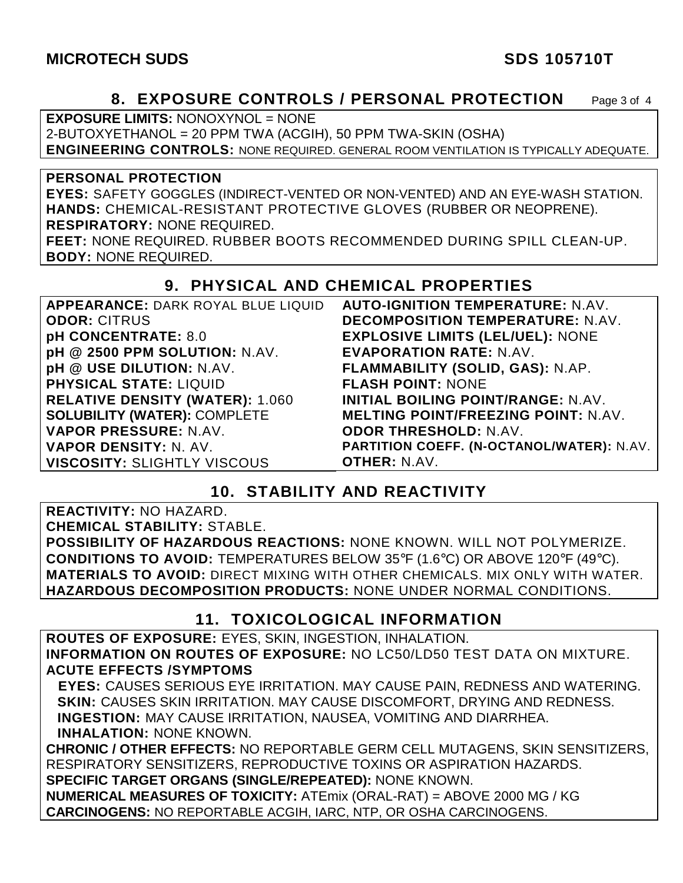## 8. EXPOSURE CONTROLS / PERSONAL PROTECTION

**EXPOSURE LIMITS:** NONOXYNOL = NONE
2-BUTOXYETHANOL = 20 PPM TWA (ACGIH), 50 PPM TWA-SKIN (OSHA)
**ENGINEERING CONTROLS:** NONE REQUIRED. GENERAL ROOM VENTILATION IS TYPICALLY ADEQUATE.

**PERSONAL PROTECTION**
**EYES:** SAFETY GOGGLES (INDIRECT-VENTED OR NON-VENTED) AND AN EYE-WASH STATION.
**HANDS:** CHEMICAL-RESISTANT PROTECTIVE GLOVES (RUBBER OR NEOPRENE).
**RESPIRATORY:** NONE REQUIRED.
**FEET:** NONE REQUIRED. RUBBER BOOTS RECOMMENDED DURING SPILL CLEAN-UP.
**BODY:** NONE REQUIRED.

## 9. PHYSICAL AND CHEMICAL PROPERTIES

**APPEARANCE:** DARK ROYAL BLUE LIQUID
**ODOR:** CITRUS
**pH CONCENTRATE:** 8.0
**pH @ 2500 PPM SOLUTION:** N.AV.
**pH @ USE DILUTION:** N.AV.
**PHYSICAL STATE:** LIQUID
**RELATIVE DENSITY (WATER):** 1.060
**SOLUBILITY (WATER):** COMPLETE
**VAPOR PRESSURE:** N.AV.
**VAPOR DENSITY:** N. AV.
**VISCOSITY:** SLIGHTLY VISCOUS
**AUTO-IGNITION TEMPERATURE:** N.AV.
**DECOMPOSITION TEMPERATURE:** N.AV.
**EXPLOSIVE LIMITS (LEL/UEL):** NONE
**EVAPORATION RATE:** N.AV.
**FLAMMABILITY (SOLID, GAS):** N.AP.
**FLASH POINT:** NONE
**INITIAL BOILING POINT/RANGE:** N.AV.
**MELTING POINT/FREEZING POINT:** N.AV.
**ODOR THRESHOLD:** N.AV.
**PARTITION COEFF. (N-OCTANOL/WATER):** N.AV.
**OTHER:** N.AV.

## 10. STABILITY AND REACTIVITY

**REACTIVITY:** NO HAZARD.
**CHEMICAL STABILITY:** STABLE.
**POSSIBILITY OF HAZARDOUS REACTIONS:** NONE KNOWN. WILL NOT POLYMERIZE.
**CONDITIONS TO AVOID:** TEMPERATURES BELOW 35°F (1.6°C) OR ABOVE 120°F (49°C).
**MATERIALS TO AVOID:** DIRECT MIXING WITH OTHER CHEMICALS. MIX ONLY WITH WATER.
**HAZARDOUS DECOMPOSITION PRODUCTS:** NONE UNDER NORMAL CONDITIONS.

## 11. TOXICOLOGICAL INFORMATION

**ROUTES OF EXPOSURE:** EYES, SKIN, INGESTION, INHALATION.
**INFORMATION ON ROUTES OF EXPOSURE:** NO LC50/LD50 TEST DATA ON MIXTURE.
**ACUTE EFFECTS /SYMPTOMS**
**EYES:** CAUSES SERIOUS EYE IRRITATION. MAY CAUSE PAIN, REDNESS AND WATERING.
**SKIN:** CAUSES SKIN IRRITATION. MAY CAUSE DISCOMFORT, DRYING AND REDNESS.
**INGESTION:** MAY CAUSE IRRITATION, NAUSEA, VOMITING AND DIARRHEA.
**INHALATION:** NONE KNOWN.
**CHRONIC / OTHER EFFECTS:** NO REPORTABLE GERM CELL MUTAGENS, SKIN SENSITIZERS, RESPIRATORY SENSITIZERS, REPRODUCTIVE TOXINS OR ASPIRATION HAZARDS.
**SPECIFIC TARGET ORGANS (SINGLE/REPEATED):** NONE KNOWN.
**NUMERICAL MEASURES OF TOXICITY:** ATEmix (ORAL-RAT) = ABOVE 2000 MG / KG
**CARCINOGENS:** NO REPORTABLE ACGIH, IARC, NTP, OR OSHA CARCINOGENS.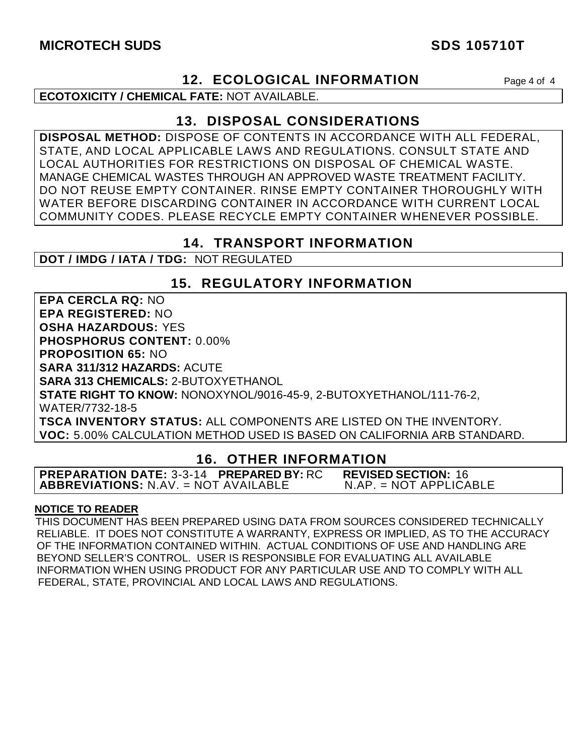## 12. ECOLOGICAL INFORMATION

**ECOTOXICITY / CHEMICAL FATE:** NOT AVAILABLE.

## 13. DISPOSAL CONSIDERATIONS

**DISPOSAL METHOD:** DISPOSE OF CONTENTS IN ACCORDANCE WITH ALL FEDERAL, STATE, AND LOCAL APPLICABLE LAWS AND REGULATIONS. CONSULT STATE AND LOCAL AUTHORITIES FOR RESTRICTIONS ON DISPOSAL OF CHEMICAL WASTE. MANAGE CHEMICAL WASTES THROUGH AN APPROVED WASTE TREATMENT FACILITY. DO NOT REUSE EMPTY CONTAINER. RINSE EMPTY CONTAINER THOROUGHLY WITH WATER BEFORE DISCARDING CONTAINER IN ACCORDANCE WITH CURRENT LOCAL COMMUNITY CODES. PLEASE RECYCLE EMPTY CONTAINER WHENEVER POSSIBLE.

## 14. TRANSPORT INFORMATION

**DOT / IMDG / IATA / TDG:** NOT REGULATED

## 15. REGULATORY INFORMATION

**EPA CERCLA RQ:** NO
**EPA REGISTERED:** NO
**OSHA HAZARDOUS:** YES
**PHOSPHORUS CONTENT:** 0.00%
**PROPOSITION 65:** NO
**SARA 311/312 HAZARDS:** ACUTE
**SARA 313 CHEMICALS:** 2-BUTOXYETHANOL
**STATE RIGHT TO KNOW:** NONOXYNOL/9016-45-9, 2-BUTOXYETHANOL/111-76-2, WATER/7732-18-5
**TSCA INVENTORY STATUS:** ALL COMPONENTS ARE LISTED ON THE INVENTORY.
**VOC:** 5.00% CALCULATION METHOD USED IS BASED ON CALIFORNIA ARB STANDARD.

## 16. OTHER INFORMATION

**PREPARATION DATE:** 3-3-14 **PREPARED BY:** RC **REVISED SECTION:** 16
**ABBREVIATIONS:** N.AV. = NOT AVAILABLE N.AP. = NOT APPLICABLE

**NOTICE TO READER**

THIS DOCUMENT HAS BEEN PREPARED USING DATA FROM SOURCES CONSIDERED TECHNICALLY RELIABLE. IT DOES NOT CONSTITUTE A WARRANTY, EXPRESS OR IMPLIED, AS TO THE ACCURACY OF THE INFORMATION CONTAINED WITHIN. ACTUAL CONDITIONS OF USE AND HANDLING ARE BEYOND SELLER'S CONTROL. USER IS RESPONSIBLE FOR EVALUATING ALL AVAILABLE INFORMATION WHEN USING PRODUCT FOR ANY PARTICULAR USE AND TO COMPLY WITH ALL FEDERAL, STATE, PROVINCIAL AND LOCAL LAWS AND REGULATIONS.